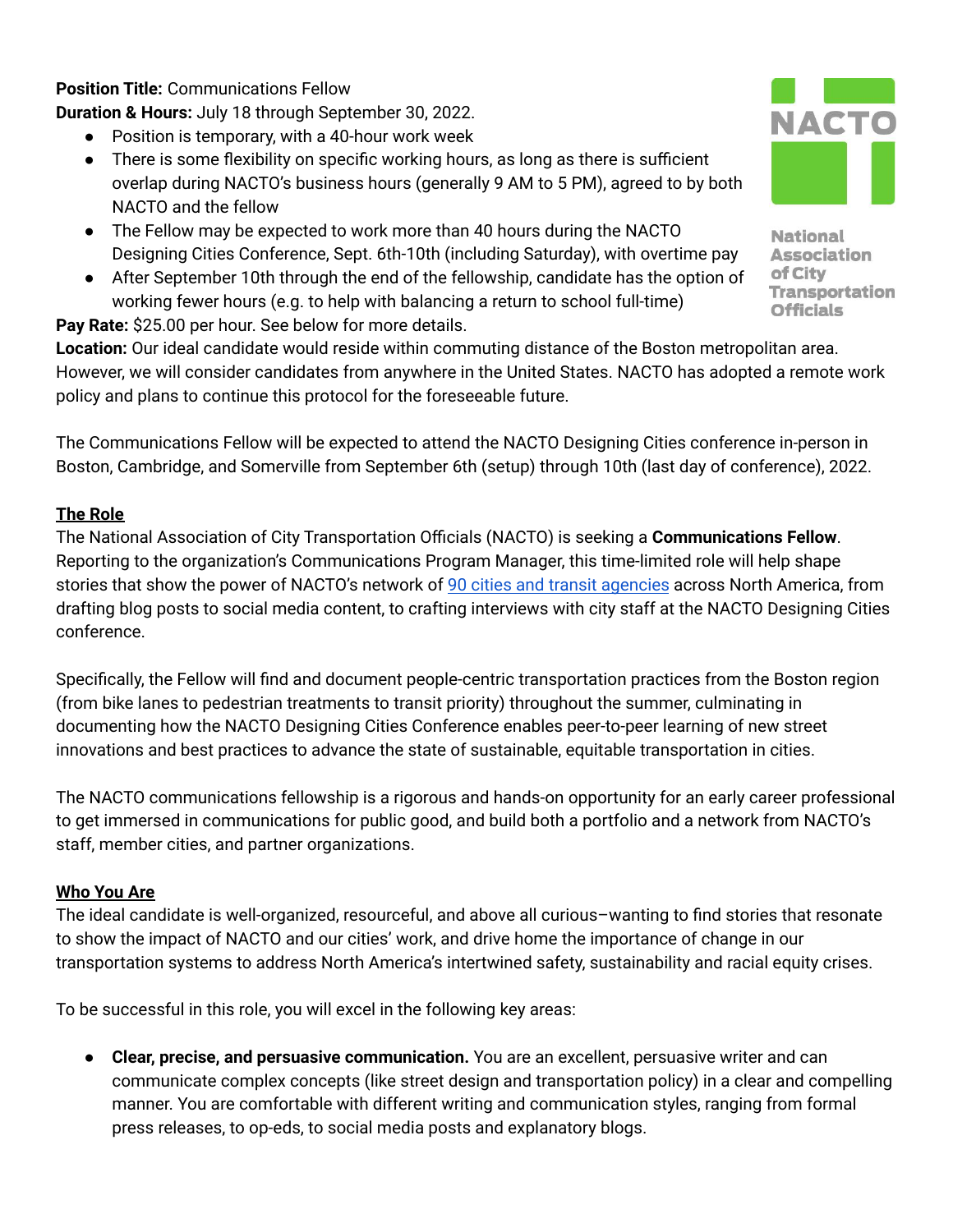**Position Title:** Communications Fellow

**Duration & Hours:** July 18 through September 30, 2022.

- Position is temporary, with a 40-hour work week
- There is some flexibility on specific working hours, as long as there is sufficient overlap during NACTO's business hours (generally 9 AM to 5 PM), agreed to by both NACTO and the fellow
- The Fellow may be expected to work more than 40 hours during the NACTO Designing Cities Conference, Sept. 6th-10th (including Saturday), with overtime pay
- After September 10th through the end of the fellowship, candidate has the option of working fewer hours (e.g. to help with balancing a return to school full-time)

**Pay Rate:** $25.00 per hour. See below for more details.

**Location:** Our ideal candidate would reside within commuting distance of the Boston metropolitan area. However, we will consider candidates from anywhere in the United States. NACTO has adopted a remote work policy and plans to continue this protocol for the foreseeable future.

The Communications Fellow will be expected to attend the NACTO Designing Cities conference in-person in Boston, Cambridge, and Somerville from September 6th (setup) through 10th (last day of conference), 2022.

## The Role

The National Association of City Transportation Officials (NACTO) is seeking a **Communications Fellow**. Reporting to the organization's Communications Program Manager, this time-limited role will help shape stories that show the power of NACTO's network of 90 cities and transit agencies across North America, from drafting blog posts to social media content, to crafting interviews with city staff at the NACTO Designing Cities conference.

Specifically, the Fellow will find and document people-centric transportation practices from the Boston region (from bike lanes to pedestrian treatments to transit priority) throughout the summer, culminating in documenting how the NACTO Designing Cities Conference enables peer-to-peer learning of new street innovations and best practices to advance the state of sustainable, equitable transportation in cities.

The NACTO communications fellowship is a rigorous and hands-on opportunity for an early career professional to get immersed in communications for public good, and build both a portfolio and a network from NACTO's staff, member cities, and partner organizations.

## Who You Are

The ideal candidate is well-organized, resourceful, and above all curious–wanting to find stories that resonate to show the impact of NACTO and our cities' work, and drive home the importance of change in our transportation systems to address North America's intertwined safety, sustainability and racial equity crises.

To be successful in this role, you will excel in the following key areas:

- **Clear, precise, and persuasive communication.** You are an excellent, persuasive writer and can communicate complex concepts (like street design and transportation policy) in a clear and compelling manner. You are comfortable with different writing and communication styles, ranging from formal press releases, to op-eds, to social media posts and explanatory blogs.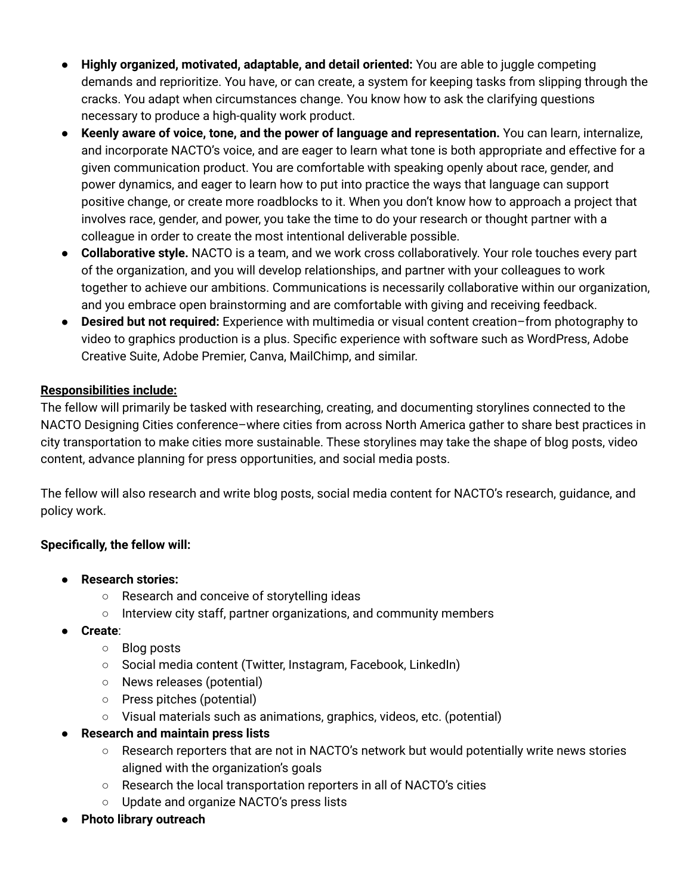- **Highly organized, motivated, adaptable, and detail oriented:** You are able to juggle competing demands and reprioritize. You have, or can create, a system for keeping tasks from slipping through the cracks. You adapt when circumstances change. You know how to ask the clarifying questions necessary to produce a high-quality work product.
- **Keenly aware of voice, tone, and the power of language and representation.** You can learn, internalize, and incorporate NACTO's voice, and are eager to learn what tone is both appropriate and effective for a given communication product. You are comfortable with speaking openly about race, gender, and power dynamics, and eager to learn how to put into practice the ways that language can support positive change, or create more roadblocks to it. When you don't know how to approach a project that involves race, gender, and power, you take the time to do your research or thought partner with a colleague in order to create the most intentional deliverable possible.
- **Collaborative style.** NACTO is a team, and we work cross collaboratively. Your role touches every part of the organization, and you will develop relationships, and partner with your colleagues to work together to achieve our ambitions. Communications is necessarily collaborative within our organization, and you embrace open brainstorming and are comfortable with giving and receiving feedback.
- **Desired but not required:** Experience with multimedia or visual content creation–from photography to video to graphics production is a plus. Specific experience with software such as WordPress, Adobe Creative Suite, Adobe Premier, Canva, MailChimp, and similar.

<u>**Responsibilities include:**</u>
The fellow will primarily be tasked with researching, creating, and documenting storylines connected to the NACTO Designing Cities conference–where cities from across North America gather to share best practices in city transportation to make cities more sustainable. These storylines may take the shape of blog posts, video content, advance planning for press opportunities, and social media posts.

The fellow will also research and write blog posts, social media content for NACTO's research, guidance, and policy work.

**Specifically, the fellow will:**

- **Research stories:**
  - Research and conceive of storytelling ideas
  - Interview city staff, partner organizations, and community members
- **Create**:
  - Blog posts
  - Social media content (Twitter, Instagram, Facebook, LinkedIn)
  - News releases (potential)
  - Press pitches (potential)
  - Visual materials such as animations, graphics, videos, etc. (potential)
- **Research and maintain press lists**
  - Research reporters that are not in NACTO's network but would potentially write news stories aligned with the organization's goals
  - Research the local transportation reporters in all of NACTO's cities
  - Update and organize NACTO's press lists
- **Photo library outreach**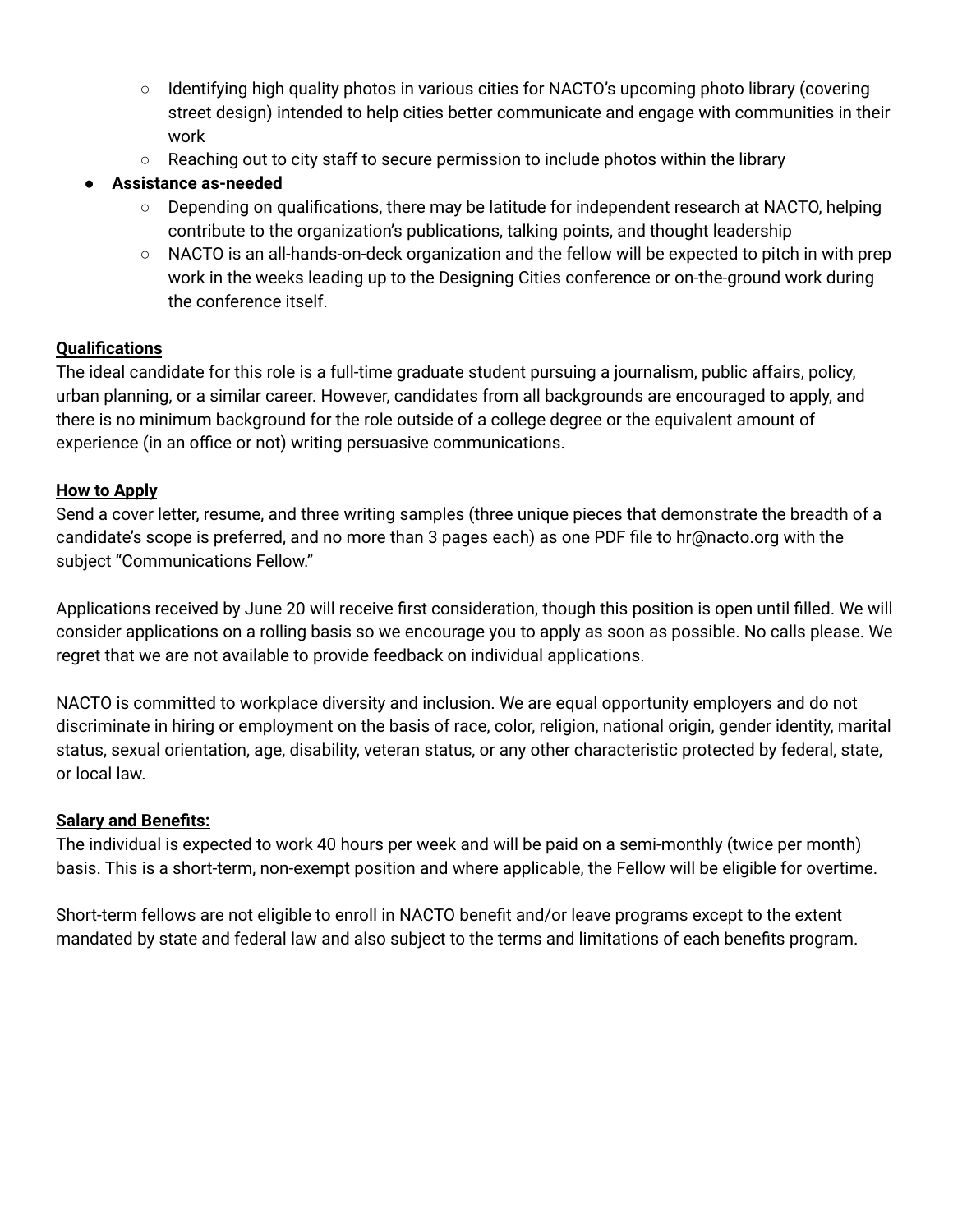- Identifying high quality photos in various cities for NACTO's upcoming photo library (covering street design) intended to help cities better communicate and engage with communities in their work
  - Reaching out to city staff to secure permission to include photos within the library
- **Assistance as-needed**
  - Depending on qualifications, there may be latitude for independent research at NACTO, helping contribute to the organization's publications, talking points, and thought leadership
  - NACTO is an all-hands-on-deck organization and the fellow will be expected to pitch in with prep work in the weeks leading up to the Designing Cities conference or on-the-ground work during the conference itself.

**Qualifications**

The ideal candidate for this role is a full-time graduate student pursuing a journalism, public affairs, policy, urban planning, or a similar career. However, candidates from all backgrounds are encouraged to apply, and there is no minimum background for the role outside of a college degree or the equivalent amount of experience (in an office or not) writing persuasive communications.

**How to Apply**

Send a cover letter, resume, and three writing samples (three unique pieces that demonstrate the breadth of a candidate's scope is preferred, and no more than 3 pages each) as one PDF file to hr@nacto.org with the subject "Communications Fellow."

Applications received by June 20 will receive first consideration, though this position is open until filled. We will consider applications on a rolling basis so we encourage you to apply as soon as possible. No calls please. We regret that we are not available to provide feedback on individual applications.

NACTO is committed to workplace diversity and inclusion. We are equal opportunity employers and do not discriminate in hiring or employment on the basis of race, color, religion, national origin, gender identity, marital status, sexual orientation, age, disability, veteran status, or any other characteristic protected by federal, state, or local law.

**Salary and Benefits:**

The individual is expected to work 40 hours per week and will be paid on a semi-monthly (twice per month) basis. This is a short-term, non-exempt position and where applicable, the Fellow will be eligible for overtime.

Short-term fellows are not eligible to enroll in NACTO benefit and/or leave programs except to the extent mandated by state and federal law and also subject to the terms and limitations of each benefits program.